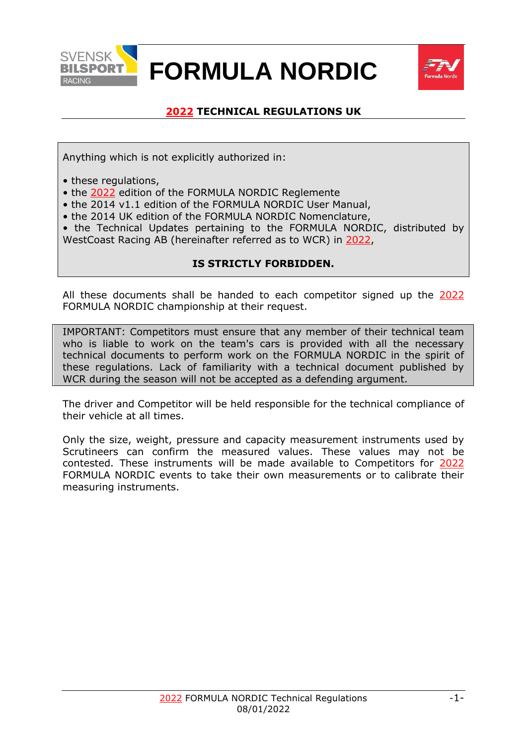# FORMULA NORDIC

## 2022 TECHNICAL REGULATIONS UK

Anything which is not explicitly authorized in:

- these regulations,
- the 2022 edition of the FORMULA NORDIC Reglemente
- the 2014 v1.1 edition of the FORMULA NORDIC User Manual,
- the 2014 UK edition of the FORMULA NORDIC Nomenclature,
- the Technical Updates pertaining to the FORMULA NORDIC, distributed by WestCoast Racing AB (hereinafter referred as to WCR) in 2022,

**IS STRICTLY FORBIDDEN.**

All these documents shall be handed to each competitor signed up the 2022 FORMULA NORDIC championship at their request.

IMPORTANT: Competitors must ensure that any member of their technical team who is liable to work on the team's cars is provided with all the necessary technical documents to perform work on the FORMULA NORDIC in the spirit of these regulations. Lack of familiarity with a technical document published by WCR during the season will not be accepted as a defending argument.

The driver and Competitor will be held responsible for the technical compliance of their vehicle at all times.

Only the size, weight, pressure and capacity measurement instruments used by Scrutineers can confirm the measured values. These values may not be contested. These instruments will be made available to Competitors for 2022 FORMULA NORDIC events to take their own measurements or to calibrate their measuring instruments.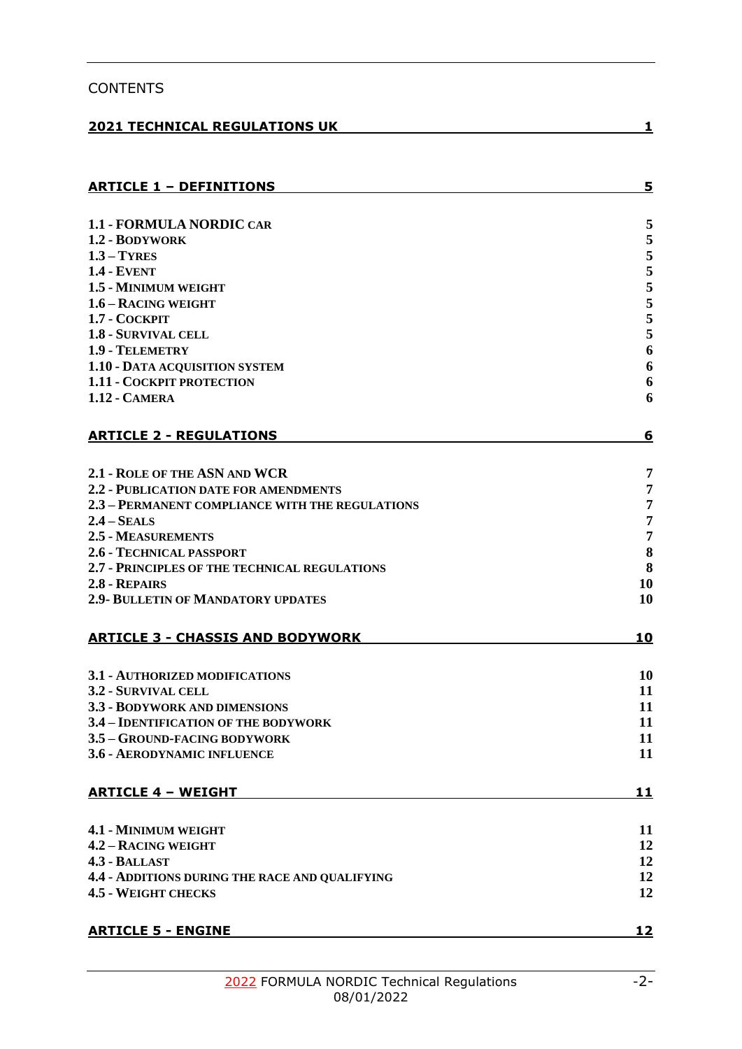CONTENTS

**2021 TECHNICAL REGULATIONS UK** 1

**ARTICLE 1 – DEFINITIONS** 5

1.1 - FORMULA NORDIC CAR 5
1.2 - BODYWORK 5
1.3 – TYRES 5
1.4 - EVENT 5
1.5 - MINIMUM WEIGHT 5
1.6 – RACING WEIGHT 5
1.7 - COCKPIT 5
1.8 - SURVIVAL CELL 5
1.9 - TELEMETRY 6
1.10 - DATA ACQUISITION SYSTEM 6
1.11 - COCKPIT PROTECTION 6
1.12 - CAMERA 6

**ARTICLE 2 - REGULATIONS** 6

2.1 - ROLE OF THE ASN AND WCR 7
2.2 - PUBLICATION DATE FOR AMENDMENTS 7
2.3 – PERMANENT COMPLIANCE WITH THE REGULATIONS 7
2.4 – SEALS 7
2.5 - MEASUREMENTS 7
2.6 - TECHNICAL PASSPORT 8
2.7 - PRINCIPLES OF THE TECHNICAL REGULATIONS 8
2.8 - REPAIRS 10
2.9- BULLETIN OF MANDATORY UPDATES 10

**ARTICLE 3 - CHASSIS AND BODYWORK** 10

3.1 - AUTHORIZED MODIFICATIONS 10
3.2 - SURVIVAL CELL 11
3.3 - BODYWORK AND DIMENSIONS 11
3.4 – IDENTIFICATION OF THE BODYWORK 11
3.5 – GROUND-FACING BODYWORK 11
3.6 - AERODYNAMIC INFLUENCE 11

**ARTICLE 4 – WEIGHT** 11

4.1 - MINIMUM WEIGHT 11
4.2 – RACING WEIGHT 12
4.3 - BALLAST 12
4.4 - ADDITIONS DURING THE RACE AND QUALIFYING 12
4.5 - WEIGHT CHECKS 12

**ARTICLE 5 - ENGINE** 12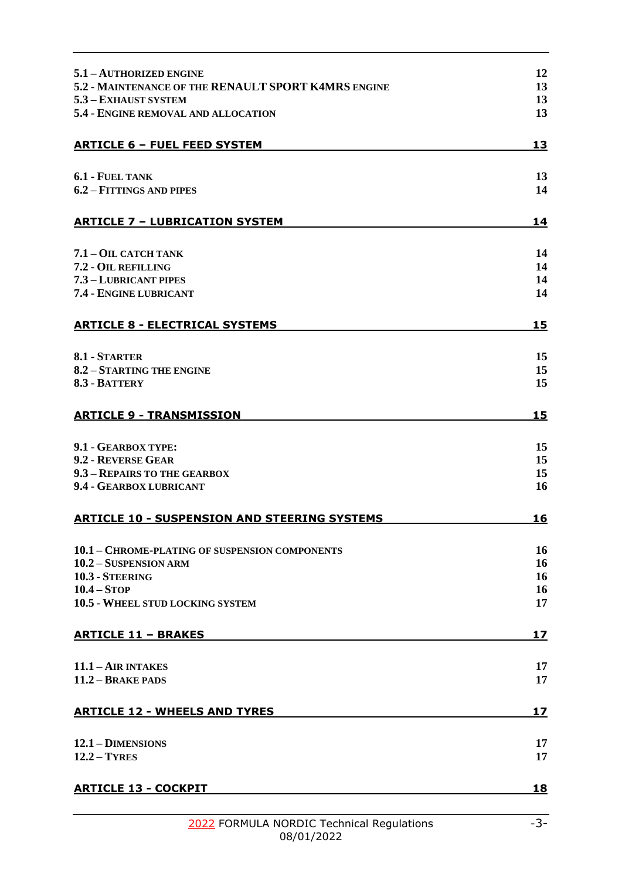| | |
|---|---|
| **5.1 – AUTHORIZED ENGINE** | **12** |
| **5.2 - MAINTENANCE OF THE RENAULT SPORT K4MRS ENGINE** | **13** |
| **5.3 – EXHAUST SYSTEM** | **13** |
| **5.4 - ENGINE REMOVAL AND ALLOCATION** | **13** |
| **ARTICLE 6 – FUEL FEED SYSTEM** | **13** |
| **6.1 - FUEL TANK** | **13** |
| **6.2 – FITTINGS AND PIPES** | **14** |
| **ARTICLE 7 – LUBRICATION SYSTEM** | **14** |
| **7.1 – OIL CATCH TANK** | **14** |
| **7.2 - OIL REFILLING** | **14** |
| **7.3 – LUBRICANT PIPES** | **14** |
| **7.4 - ENGINE LUBRICANT** | **14** |
| **ARTICLE 8 - ELECTRICAL SYSTEMS** | **15** |
| **8.1 - STARTER** | **15** |
| **8.2 – STARTING THE ENGINE** | **15** |
| **8.3 - BATTERY** | **15** |
| **ARTICLE 9 - TRANSMISSION** | **15** |
| **9.1 - GEARBOX TYPE:** | **15** |
| **9.2 - REVERSE GEAR** | **15** |
| **9.3 – REPAIRS TO THE GEARBOX** | **15** |
| **9.4 - GEARBOX LUBRICANT** | **16** |
| **ARTICLE 10 - SUSPENSION AND STEERING SYSTEMS** | **16** |
| **10.1 – CHROME-PLATING OF SUSPENSION COMPONENTS** | **16** |
| **10.2 – SUSPENSION ARM** | **16** |
| **10.3 - STEERING** | **16** |
| **10.4 – STOP** | **16** |
| **10.5 - WHEEL STUD LOCKING SYSTEM** | **17** |
| **ARTICLE 11 – BRAKES** | **17** |
| **11.1 – AIR INTAKES** | **17** |
| **11.2 – BRAKE PADS** | **17** |
| **ARTICLE 12 - WHEELS AND TYRES** | **17** |
| **12.1 – DIMENSIONS** | **17** |
| **12.2 – TYRES** | **17** |
| **ARTICLE 13 - COCKPIT** | **18** |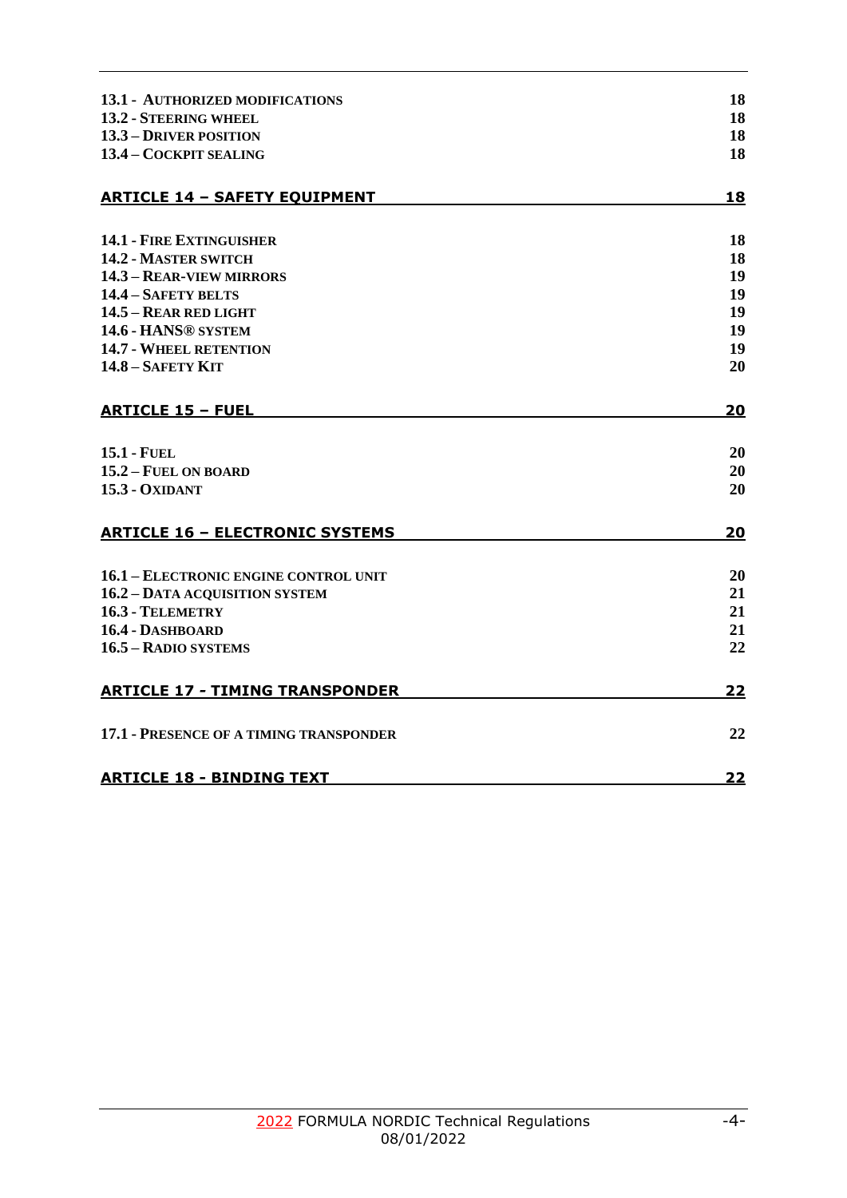| | |
|---|---|
| **13.1 - AUTHORIZED MODIFICATIONS** | **18** |
| **13.2 - STEERING WHEEL** | **18** |
| **13.3 – DRIVER POSITION** | **18** |
| **13.4 – COCKPIT SEALING** | **18** |

**ARTICLE 14 – SAFETY EQUIPMENT** **18**

| | |
|---|---|
| **14.1 - FIRE EXTINGUISHER** | **18** |
| **14.2 - MASTER SWITCH** | **18** |
| **14.3 – REAR-VIEW MIRRORS** | **19** |
| **14.4 – SAFETY BELTS** | **19** |
| **14.5 – REAR RED LIGHT** | **19** |
| **14.6 - HANS® SYSTEM** | **19** |
| **14.7 - WHEEL RETENTION** | **19** |
| **14.8 – SAFETY KIT** | **20** |

**ARTICLE 15 – FUEL** **20**

| | |
|---|---|
| **15.1 - FUEL** | **20** |
| **15.2 – FUEL ON BOARD** | **20** |
| **15.3 - OXIDANT** | **20** |

**ARTICLE 16 – ELECTRONIC SYSTEMS** **20**

| | |
|---|---|
| **16.1 – ELECTRONIC ENGINE CONTROL UNIT** | **20** |
| **16.2 – DATA ACQUISITION SYSTEM** | **21** |
| **16.3 - TELEMETRY** | **21** |
| **16.4 - DASHBOARD** | **21** |
| **16.5 – RADIO SYSTEMS** | **22** |

**ARTICLE 17 - TIMING TRANSPONDER** **22**

| | |
|---|---|
| **17.1 - PRESENCE OF A TIMING TRANSPONDER** | **22** |

**ARTICLE 18 - BINDING TEXT** **22**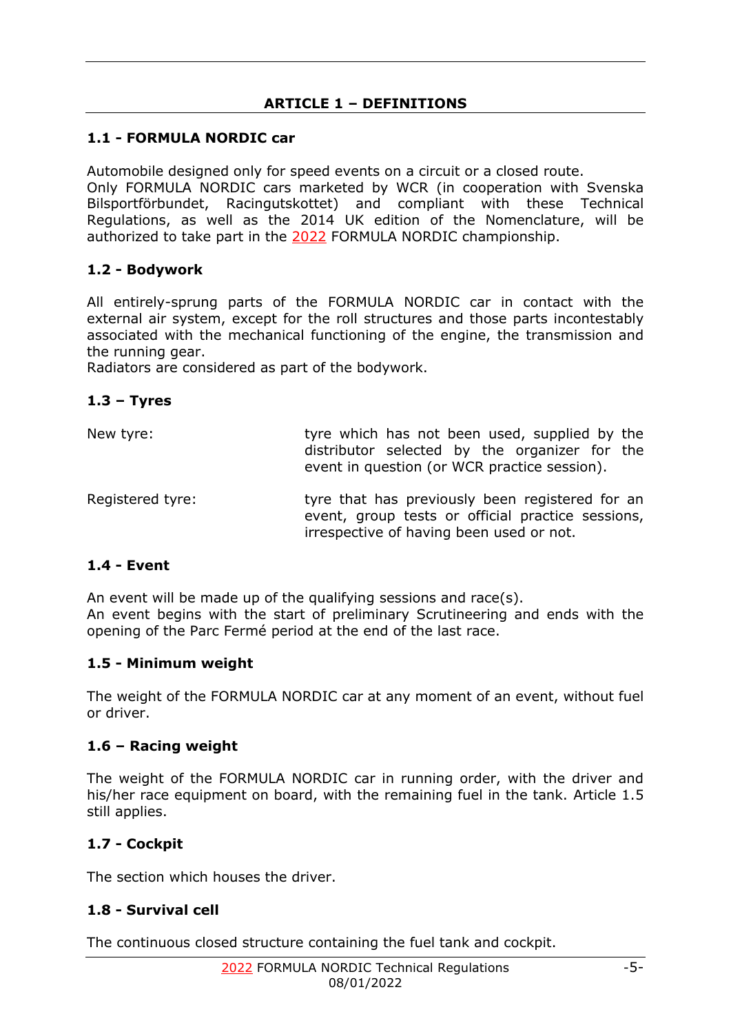# ARTICLE 1 – DEFINITIONS

## 1.1 - FORMULA NORDIC car

Automobile designed only for speed events on a circuit or a closed route.
Only FORMULA NORDIC cars marketed by WCR (in cooperation with Svenska Bilsportförbundet, Racingutskottet) and compliant with these Technical Regulations, as well as the 2014 UK edition of the Nomenclature, will be authorized to take part in the 2022 FORMULA NORDIC championship.

## 1.2 - Bodywork

All entirely-sprung parts of the FORMULA NORDIC car in contact with the external air system, except for the roll structures and those parts incontestably associated with the mechanical functioning of the engine, the transmission and the running gear.
Radiators are considered as part of the bodywork.

## 1.3 – Tyres

| | |
|---|---|
| New tyre: | tyre which has not been used, supplied by the distributor selected by the organizer for the event in question (or WCR practice session). |
| Registered tyre: | tyre that has previously been registered for an event, group tests or official practice sessions, irrespective of having been used or not. |

## 1.4 - Event

An event will be made up of the qualifying sessions and race(s).
An event begins with the start of preliminary Scrutineering and ends with the opening of the Parc Fermé period at the end of the last race.

## 1.5 - Minimum weight

The weight of the FORMULA NORDIC car at any moment of an event, without fuel or driver.

## 1.6 – Racing weight

The weight of the FORMULA NORDIC car in running order, with the driver and his/her race equipment on board, with the remaining fuel in the tank. Article 1.5 still applies.

## 1.7 - Cockpit

The section which houses the driver.

## 1.8 - Survival cell

The continuous closed structure containing the fuel tank and cockpit.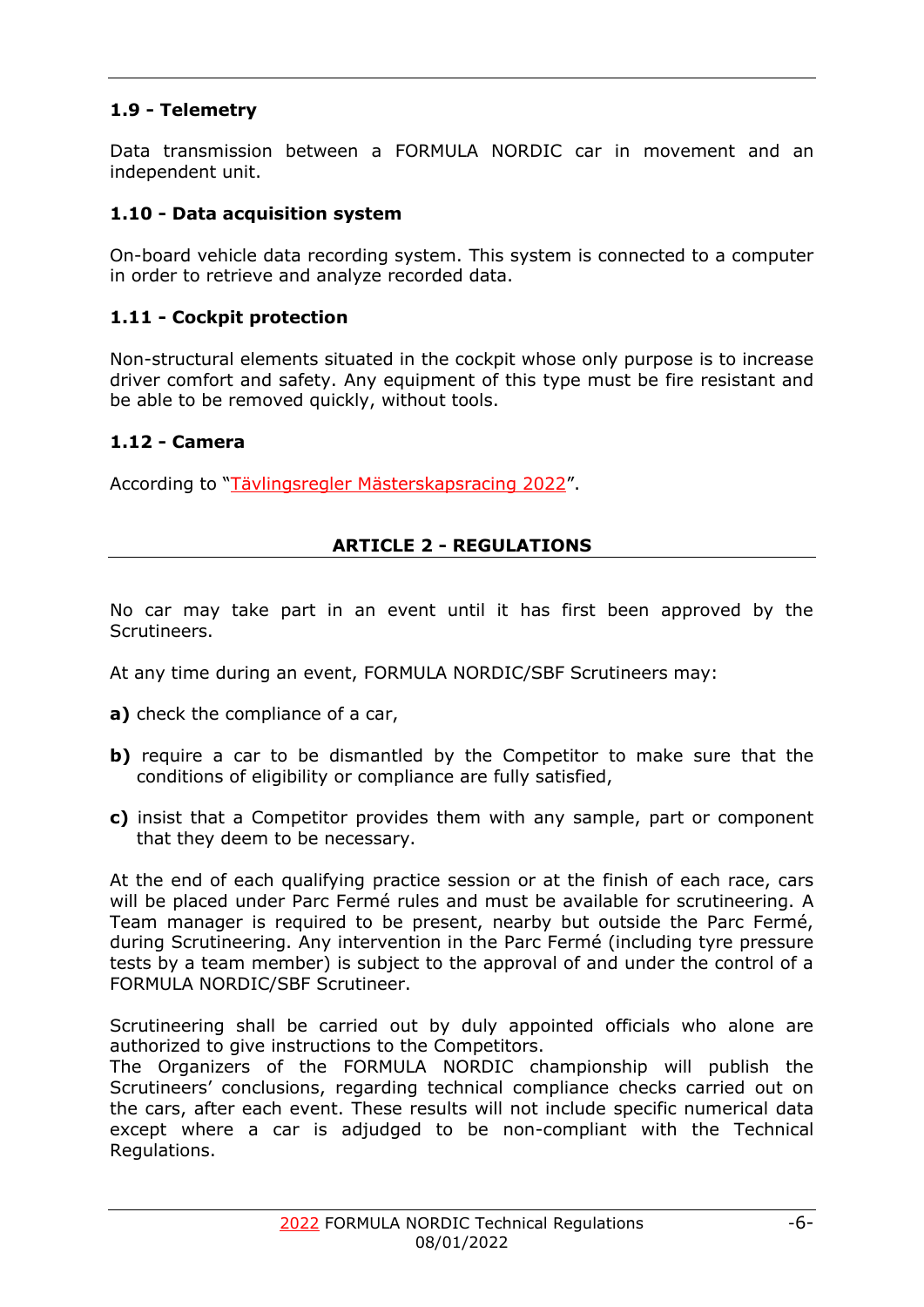### 1.9 - Telemetry

Data transmission between a FORMULA NORDIC car in movement and an independent unit.

### 1.10 - Data acquisition system

On-board vehicle data recording system. This system is connected to a computer in order to retrieve and analyze recorded data.

### 1.11 - Cockpit protection

Non-structural elements situated in the cockpit whose only purpose is to increase driver comfort and safety. Any equipment of this type must be fire resistant and be able to be removed quickly, without tools.

### 1.12 - Camera

According to "Tävlingsregler Mästerskapsracing 2022".

## ARTICLE 2 - REGULATIONS

No car may take part in an event until it has first been approved by the Scrutineers.

At any time during an event, FORMULA NORDIC/SBF Scrutineers may:

**a)** check the compliance of a car,

**b)** require a car to be dismantled by the Competitor to make sure that the conditions of eligibility or compliance are fully satisfied,

**c)** insist that a Competitor provides them with any sample, part or component that they deem to be necessary.

At the end of each qualifying practice session or at the finish of each race, cars will be placed under Parc Fermé rules and must be available for scrutineering. A Team manager is required to be present, nearby but outside the Parc Fermé, during Scrutineering. Any intervention in the Parc Fermé (including tyre pressure tests by a team member) is subject to the approval of and under the control of a FORMULA NORDIC/SBF Scrutineer.

Scrutineering shall be carried out by duly appointed officials who alone are authorized to give instructions to the Competitors.
The Organizers of the FORMULA NORDIC championship will publish the Scrutineers' conclusions, regarding technical compliance checks carried out on the cars, after each event. These results will not include specific numerical data except where a car is adjudged to be non-compliant with the Technical Regulations.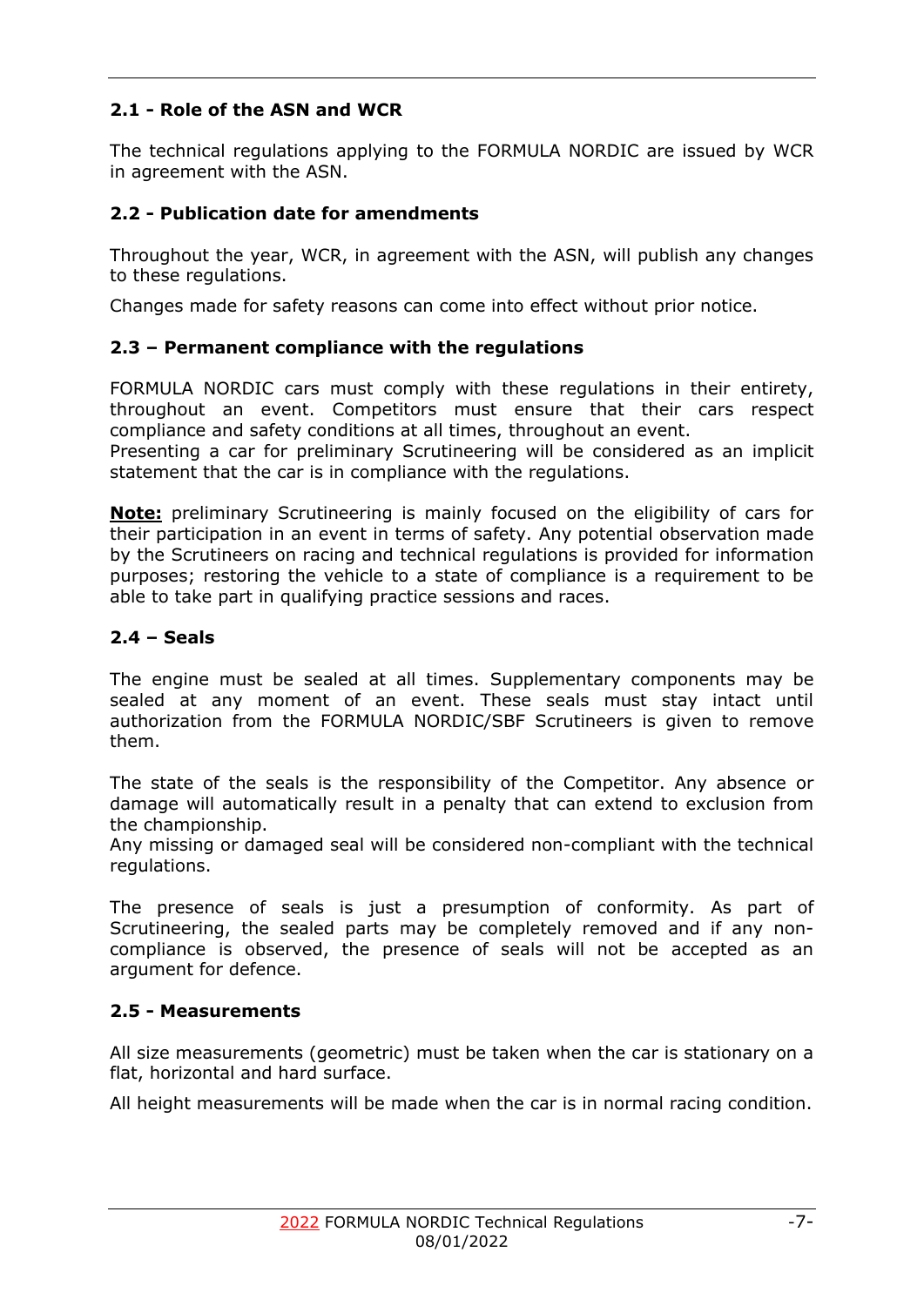## 2.1 - Role of the ASN and WCR

The technical regulations applying to the FORMULA NORDIC are issued by WCR in agreement with the ASN.

## 2.2 - Publication date for amendments

Throughout the year, WCR, in agreement with the ASN, will publish any changes to these regulations.

Changes made for safety reasons can come into effect without prior notice.

## 2.3 – Permanent compliance with the regulations

FORMULA NORDIC cars must comply with these regulations in their entirety, throughout an event. Competitors must ensure that their cars respect compliance and safety conditions at all times, throughout an event.
Presenting a car for preliminary Scrutineering will be considered as an implicit statement that the car is in compliance with the regulations.

**Note:** preliminary Scrutineering is mainly focused on the eligibility of cars for their participation in an event in terms of safety. Any potential observation made by the Scrutineers on racing and technical regulations is provided for information purposes; restoring the vehicle to a state of compliance is a requirement to be able to take part in qualifying practice sessions and races.

## 2.4 – Seals

The engine must be sealed at all times. Supplementary components may be sealed at any moment of an event. These seals must stay intact until authorization from the FORMULA NORDIC/SBF Scrutineers is given to remove them.

The state of the seals is the responsibility of the Competitor. Any absence or damage will automatically result in a penalty that can extend to exclusion from the championship.
Any missing or damaged seal will be considered non-compliant with the technical regulations.

The presence of seals is just a presumption of conformity. As part of Scrutineering, the sealed parts may be completely removed and if any non-compliance is observed, the presence of seals will not be accepted as an argument for defence.

## 2.5 - Measurements

All size measurements (geometric) must be taken when the car is stationary on a flat, horizontal and hard surface.

All height measurements will be made when the car is in normal racing condition.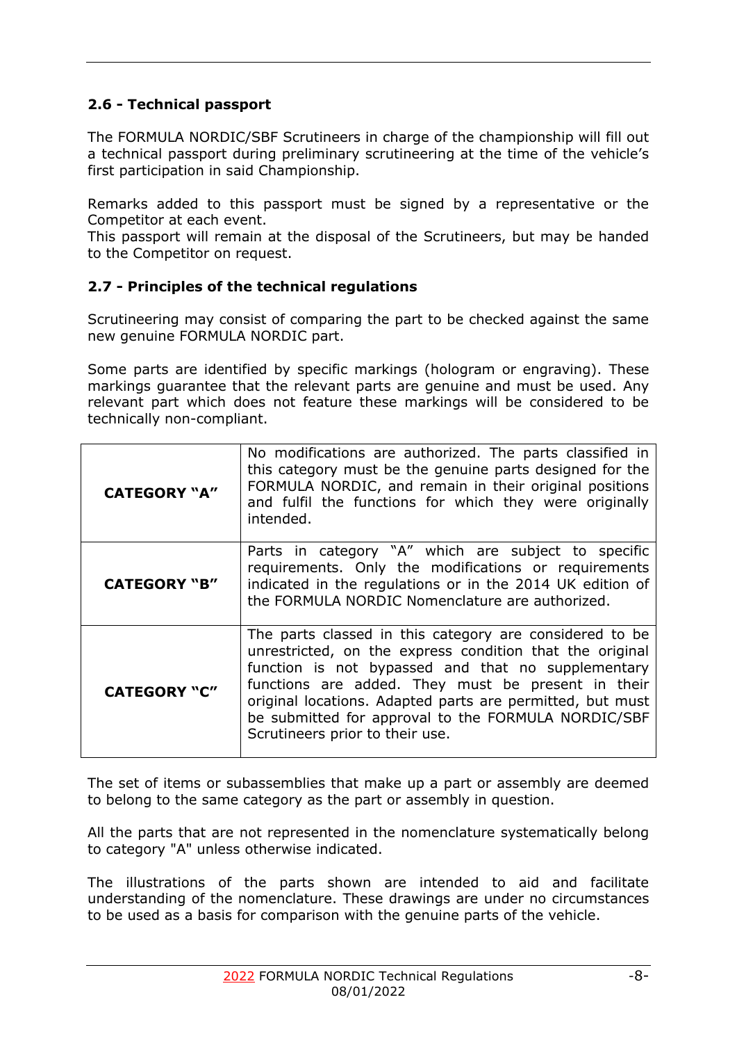### 2.6 - Technical passport

The FORMULA NORDIC/SBF Scrutineers in charge of the championship will fill out a technical passport during preliminary scrutineering at the time of the vehicle's first participation in said Championship.

Remarks added to this passport must be signed by a representative or the Competitor at each event.
This passport will remain at the disposal of the Scrutineers, but may be handed to the Competitor on request.

### 2.7 - Principles of the technical regulations

Scrutineering may consist of comparing the part to be checked against the same new genuine FORMULA NORDIC part.

Some parts are identified by specific markings (hologram or engraving). These markings guarantee that the relevant parts are genuine and must be used. Any relevant part which does not feature these markings will be considered to be technically non-compliant.

| | |
|---|---|
| **CATEGORY "A"** | No modifications are authorized. The parts classified in this category must be the genuine parts designed for the FORMULA NORDIC, and remain in their original positions and fulfil the functions for which they were originally intended. |
| **CATEGORY "B"** | Parts in category "A" which are subject to specific requirements. Only the modifications or requirements indicated in the regulations or in the 2014 UK edition of the FORMULA NORDIC Nomenclature are authorized. |
| **CATEGORY "C"** | The parts classed in this category are considered to be unrestricted, on the express condition that the original function is not bypassed and that no supplementary functions are added. They must be present in their original locations. Adapted parts are permitted, but must be submitted for approval to the FORMULA NORDIC/SBF Scrutineers prior to their use. |

The set of items or subassemblies that make up a part or assembly are deemed to belong to the same category as the part or assembly in question.

All the parts that are not represented in the nomenclature systematically belong to category "A" unless otherwise indicated.

The illustrations of the parts shown are intended to aid and facilitate understanding of the nomenclature. These drawings are under no circumstances to be used as a basis for comparison with the genuine parts of the vehicle.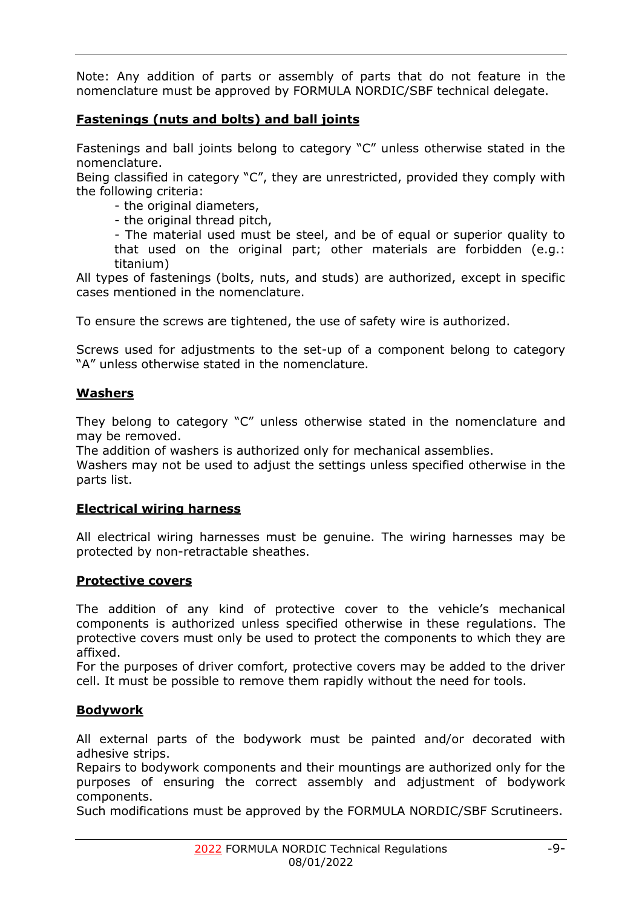Note: Any addition of parts or assembly of parts that do not feature in the nomenclature must be approved by FORMULA NORDIC/SBF technical delegate.

## Fastenings (nuts and bolts) and ball joints

Fastenings and ball joints belong to category "C" unless otherwise stated in the nomenclature.

Being classified in category "C", they are unrestricted, provided they comply with the following criteria:

- the original diameters,
- the original thread pitch,
- The material used must be steel, and be of equal or superior quality to that used on the original part; other materials are forbidden (e.g.: titanium)

All types of fastenings (bolts, nuts, and studs) are authorized, except in specific cases mentioned in the nomenclature.

To ensure the screws are tightened, the use of safety wire is authorized.

Screws used for adjustments to the set-up of a component belong to category "A" unless otherwise stated in the nomenclature.

## Washers

They belong to category "C" unless otherwise stated in the nomenclature and may be removed.

The addition of washers is authorized only for mechanical assemblies.

Washers may not be used to adjust the settings unless specified otherwise in the parts list.

## Electrical wiring harness

All electrical wiring harnesses must be genuine. The wiring harnesses may be protected by non-retractable sheathes.

## Protective covers

The addition of any kind of protective cover to the vehicle's mechanical components is authorized unless specified otherwise in these regulations. The protective covers must only be used to protect the components to which they are affixed.

For the purposes of driver comfort, protective covers may be added to the driver cell. It must be possible to remove them rapidly without the need for tools.

## Bodywork

All external parts of the bodywork must be painted and/or decorated with adhesive strips.

Repairs to bodywork components and their mountings are authorized only for the purposes of ensuring the correct assembly and adjustment of bodywork components.

Such modifications must be approved by the FORMULA NORDIC/SBF Scrutineers.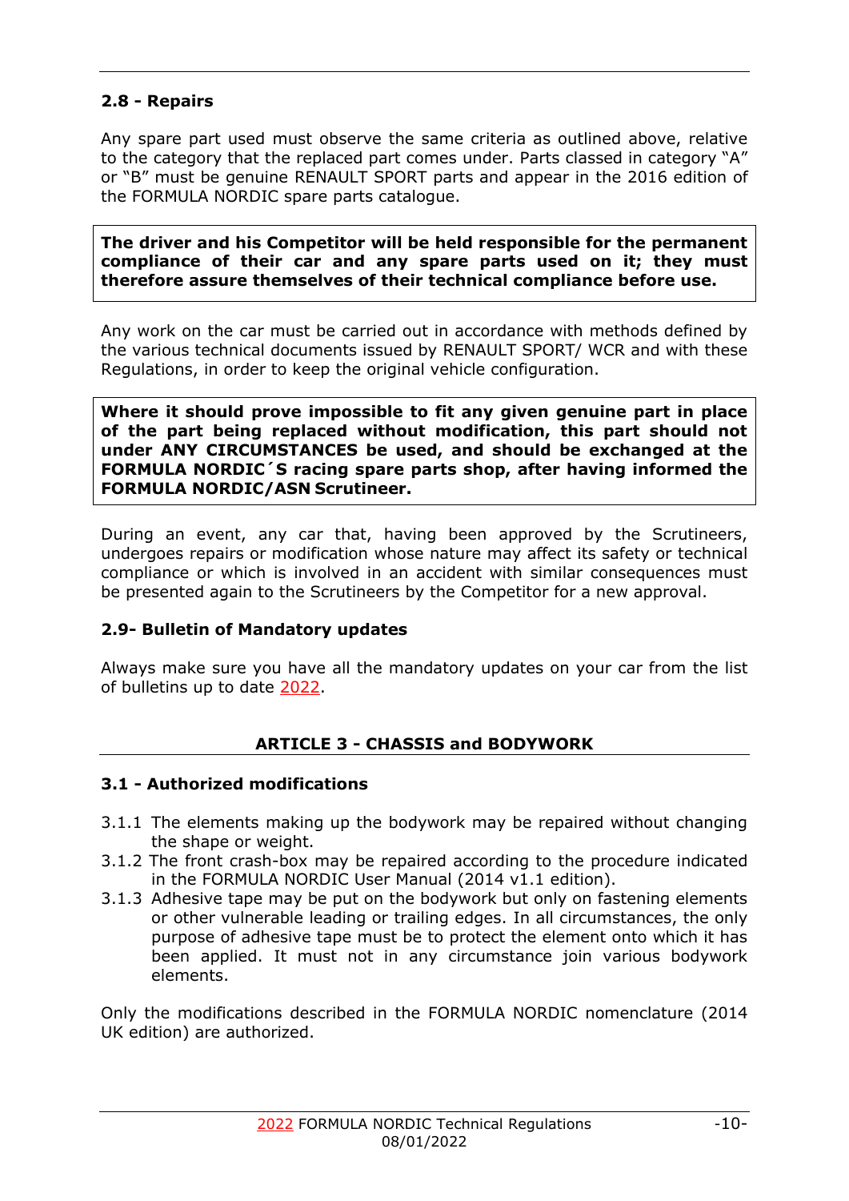### 2.8 - Repairs

Any spare part used must observe the same criteria as outlined above, relative to the category that the replaced part comes under. Parts classed in category "A" or "B" must be genuine RENAULT SPORT parts and appear in the 2016 edition of the FORMULA NORDIC spare parts catalogue.

**The driver and his Competitor will be held responsible for the permanent compliance of their car and any spare parts used on it; they must therefore assure themselves of their technical compliance before use.**

Any work on the car must be carried out in accordance with methods defined by the various technical documents issued by RENAULT SPORT/ WCR and with these Regulations, in order to keep the original vehicle configuration.

**Where it should prove impossible to fit any given genuine part in place of the part being replaced without modification, this part should not under ANY CIRCUMSTANCES be used, and should be exchanged at the FORMULA NORDIC´S racing spare parts shop, after having informed the FORMULA NORDIC/ASN Scrutineer.**

During an event, any car that, having been approved by the Scrutineers, undergoes repairs or modification whose nature may affect its safety or technical compliance or which is involved in an accident with similar consequences must be presented again to the Scrutineers by the Competitor for a new approval.

### 2.9- Bulletin of Mandatory updates

Always make sure you have all the mandatory updates on your car from the list of bulletins up to date 2022.

## ARTICLE 3 - CHASSIS and BODYWORK

### 3.1 - Authorized modifications

3.1.1 The elements making up the bodywork may be repaired without changing the shape or weight.

3.1.2 The front crash-box may be repaired according to the procedure indicated in the FORMULA NORDIC User Manual (2014 v1.1 edition).

3.1.3 Adhesive tape may be put on the bodywork but only on fastening elements or other vulnerable leading or trailing edges. In all circumstances, the only purpose of adhesive tape must be to protect the element onto which it has been applied. It must not in any circumstance join various bodywork elements.

Only the modifications described in the FORMULA NORDIC nomenclature (2014 UK edition) are authorized.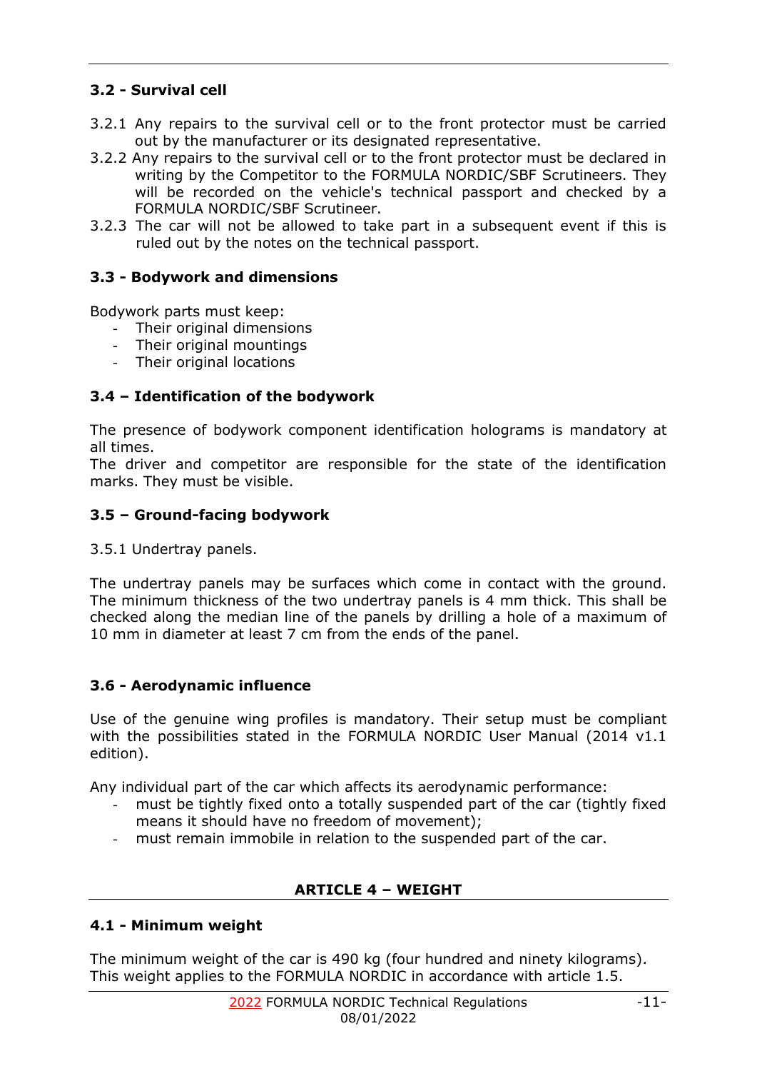### 3.2 - Survival cell

3.2.1 Any repairs to the survival cell or to the front protector must be carried out by the manufacturer or its designated representative.

3.2.2 Any repairs to the survival cell or to the front protector must be declared in writing by the Competitor to the FORMULA NORDIC/SBF Scrutineers. They will be recorded on the vehicle's technical passport and checked by a FORMULA NORDIC/SBF Scrutineer.

3.2.3 The car will not be allowed to take part in a subsequent event if this is ruled out by the notes on the technical passport.

### 3.3 - Bodywork and dimensions

Bodywork parts must keep:

- Their original dimensions
- Their original mountings
- Their original locations

### 3.4 – Identification of the bodywork

The presence of bodywork component identification holograms is mandatory at all times.

The driver and competitor are responsible for the state of the identification marks. They must be visible.

### 3.5 – Ground-facing bodywork

3.5.1 Undertray panels.

The undertray panels may be surfaces which come in contact with the ground. The minimum thickness of the two undertray panels is 4 mm thick. This shall be checked along the median line of the panels by drilling a hole of a maximum of 10 mm in diameter at least 7 cm from the ends of the panel.

### 3.6 - Aerodynamic influence

Use of the genuine wing profiles is mandatory. Their setup must be compliant with the possibilities stated in the FORMULA NORDIC User Manual (2014 v1.1 edition).

Any individual part of the car which affects its aerodynamic performance:

- must be tightly fixed onto a totally suspended part of the car (tightly fixed means it should have no freedom of movement);
- must remain immobile in relation to the suspended part of the car.

## ARTICLE 4 – WEIGHT

### 4.1 - Minimum weight

The minimum weight of the car is 490 kg (four hundred and ninety kilograms). This weight applies to the FORMULA NORDIC in accordance with article 1.5.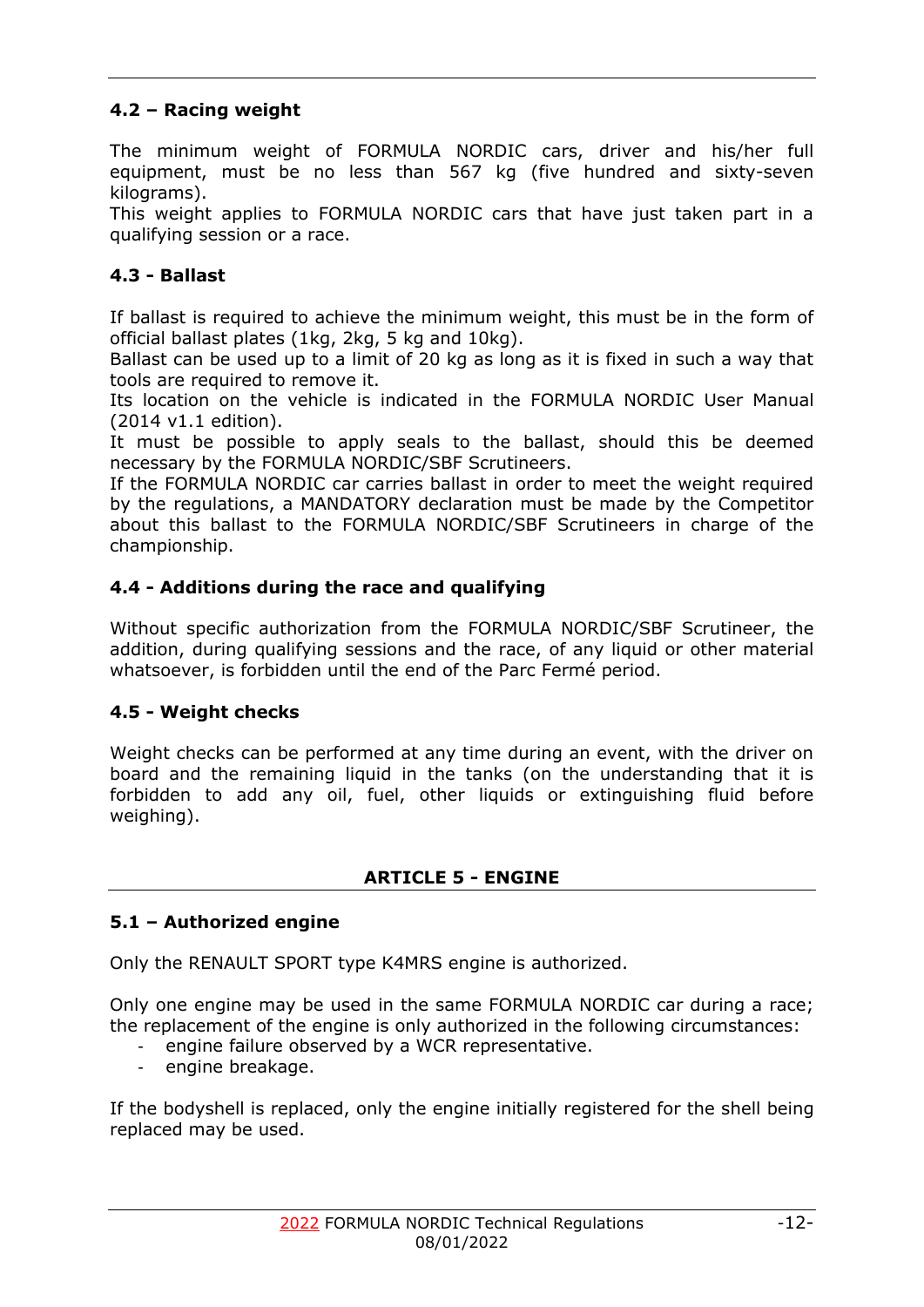### 4.2 – Racing weight

The minimum weight of FORMULA NORDIC cars, driver and his/her full equipment, must be no less than 567 kg (five hundred and sixty-seven kilograms).
This weight applies to FORMULA NORDIC cars that have just taken part in a qualifying session or a race.

### 4.3 - Ballast

If ballast is required to achieve the minimum weight, this must be in the form of official ballast plates (1kg, 2kg, 5 kg and 10kg).
Ballast can be used up to a limit of 20 kg as long as it is fixed in such a way that tools are required to remove it.
Its location on the vehicle is indicated in the FORMULA NORDIC User Manual (2014 v1.1 edition).
It must be possible to apply seals to the ballast, should this be deemed necessary by the FORMULA NORDIC/SBF Scrutineers.
If the FORMULA NORDIC car carries ballast in order to meet the weight required by the regulations, a MANDATORY declaration must be made by the Competitor about this ballast to the FORMULA NORDIC/SBF Scrutineers in charge of the championship.

### 4.4 - Additions during the race and qualifying

Without specific authorization from the FORMULA NORDIC/SBF Scrutineer, the addition, during qualifying sessions and the race, of any liquid or other material whatsoever, is forbidden until the end of the Parc Fermé period.

### 4.5 - Weight checks

Weight checks can be performed at any time during an event, with the driver on board and the remaining liquid in the tanks (on the understanding that it is forbidden to add any oil, fuel, other liquids or extinguishing fluid before weighing).

## ARTICLE 5 - ENGINE

### 5.1 – Authorized engine

Only the RENAULT SPORT type K4MRS engine is authorized.

Only one engine may be used in the same FORMULA NORDIC car during a race; the replacement of the engine is only authorized in the following circumstances:

- engine failure observed by a WCR representative.
- engine breakage.

If the bodyshell is replaced, only the engine initially registered for the shell being replaced may be used.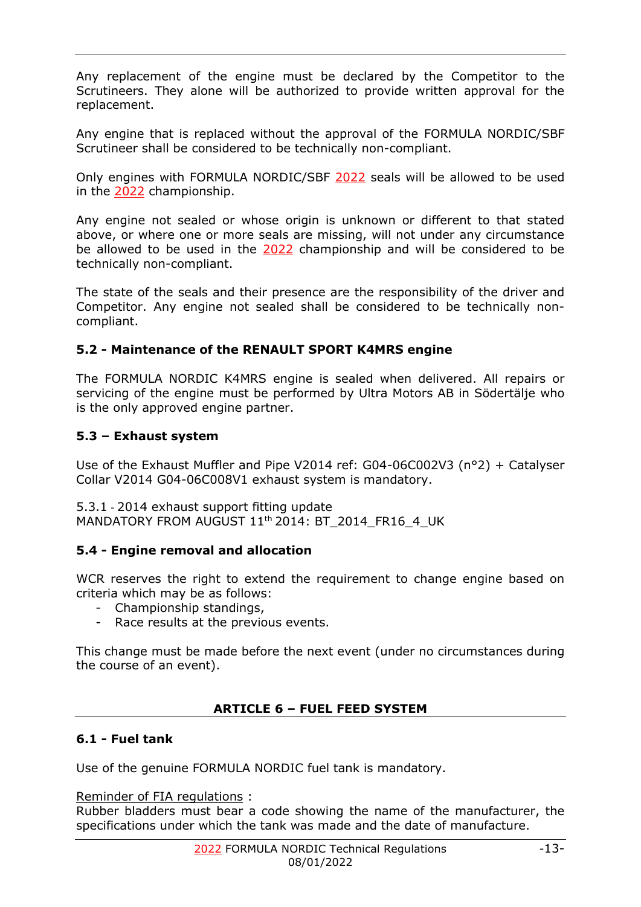Any replacement of the engine must be declared by the Competitor to the Scrutineers. They alone will be authorized to provide written approval for the replacement.

Any engine that is replaced without the approval of the FORMULA NORDIC/SBF Scrutineer shall be considered to be technically non-compliant.

Only engines with FORMULA NORDIC/SBF 2022 seals will be allowed to be used in the 2022 championship.

Any engine not sealed or whose origin is unknown or different to that stated above, or where one or more seals are missing, will not under any circumstance be allowed to be used in the 2022 championship and will be considered to be technically non-compliant.

The state of the seals and their presence are the responsibility of the driver and Competitor. Any engine not sealed shall be considered to be technically non-compliant.

### 5.2 - Maintenance of the RENAULT SPORT K4MRS engine

The FORMULA NORDIC K4MRS engine is sealed when delivered. All repairs or servicing of the engine must be performed by Ultra Motors AB in Södertälje who is the only approved engine partner.

### 5.3 – Exhaust system

Use of the Exhaust Muffler and Pipe V2014 ref: G04-06C002V3 (n°2) + Catalyser Collar V2014 G04-06C008V1 exhaust system is mandatory.

5.3.1 - 2014 exhaust support fitting update
MANDATORY FROM AUGUST 11th 2014: BT_2014_FR16_4_UK

### 5.4 - Engine removal and allocation

WCR reserves the right to extend the requirement to change engine based on criteria which may be as follows:

- Championship standings,
- Race results at the previous events.

This change must be made before the next event (under no circumstances during the course of an event).

## ARTICLE 6 – FUEL FEED SYSTEM

### 6.1 - Fuel tank

Use of the genuine FORMULA NORDIC fuel tank is mandatory.

Reminder of FIA regulations :
Rubber bladders must bear a code showing the name of the manufacturer, the specifications under which the tank was made and the date of manufacture.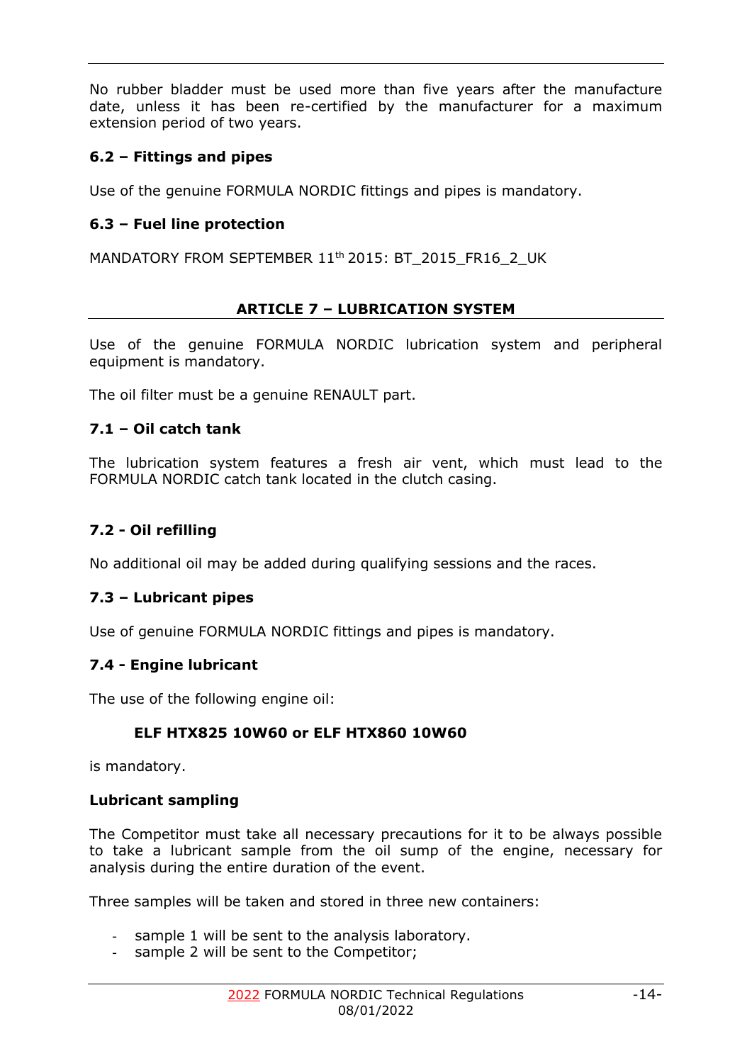No rubber bladder must be used more than five years after the manufacture date, unless it has been re-certified by the manufacturer for a maximum extension period of two years.

### 6.2 – Fittings and pipes

Use of the genuine FORMULA NORDIC fittings and pipes is mandatory.

### 6.3 – Fuel line protection

MANDATORY FROM SEPTEMBER 11th 2015: BT_2015_FR16_2_UK

## ARTICLE 7 – LUBRICATION SYSTEM

Use of the genuine FORMULA NORDIC lubrication system and peripheral equipment is mandatory.

The oil filter must be a genuine RENAULT part.

### 7.1 – Oil catch tank

The lubrication system features a fresh air vent, which must lead to the FORMULA NORDIC catch tank located in the clutch casing.

### 7.2 - Oil refilling

No additional oil may be added during qualifying sessions and the races.

### 7.3 – Lubricant pipes

Use of genuine FORMULA NORDIC fittings and pipes is mandatory.

### 7.4 - Engine lubricant

The use of the following engine oil:

**ELF HTX825 10W60 or ELF HTX860 10W60**

is mandatory.

**Lubricant sampling**

The Competitor must take all necessary precautions for it to be always possible to take a lubricant sample from the oil sump of the engine, necessary for analysis during the entire duration of the event.

Three samples will be taken and stored in three new containers:

- sample 1 will be sent to the analysis laboratory.
- sample 2 will be sent to the Competitor;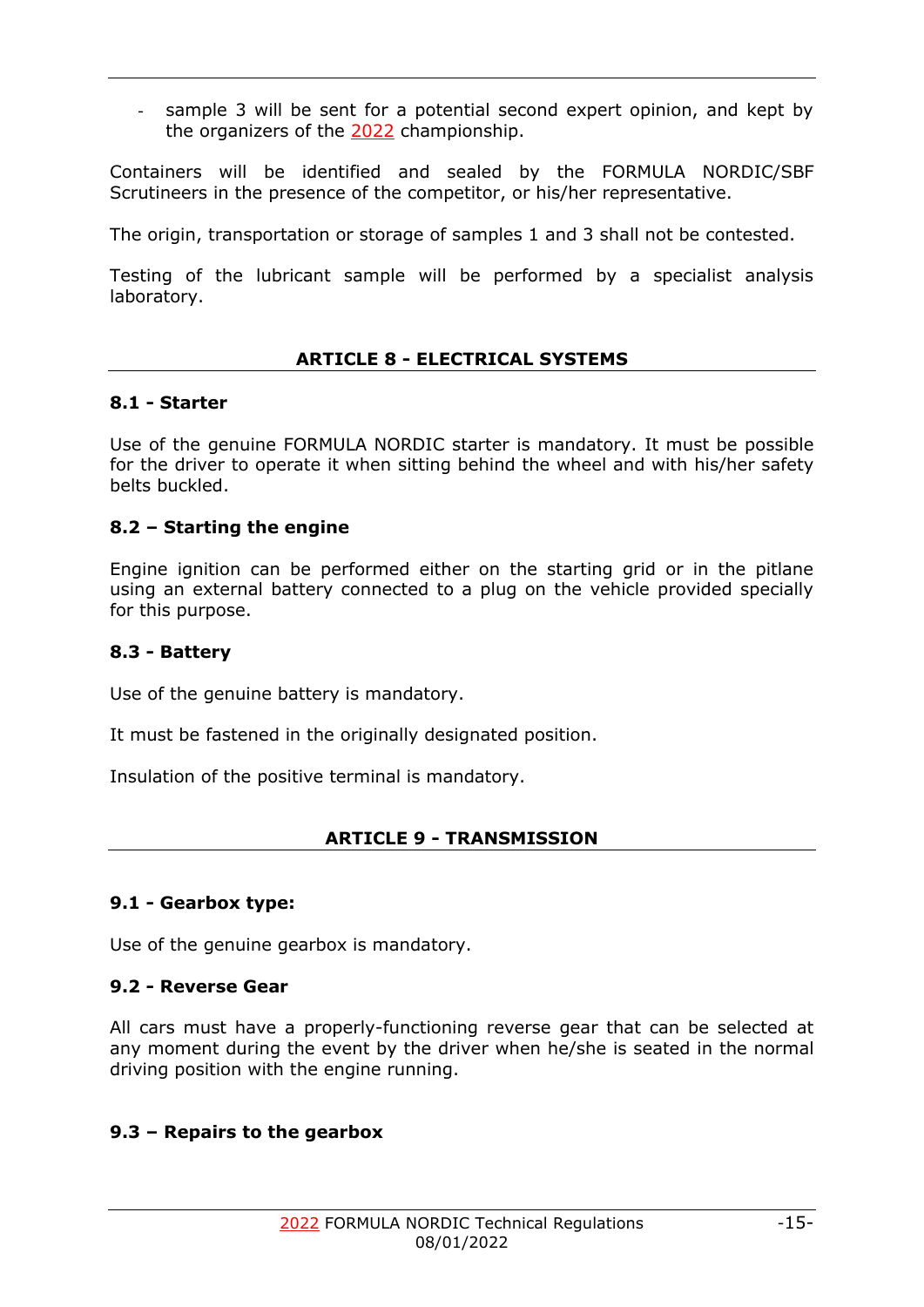- sample 3 will be sent for a potential second expert opinion, and kept by the organizers of the 2022 championship.

Containers will be identified and sealed by the FORMULA NORDIC/SBF Scrutineers in the presence of the competitor, or his/her representative.

The origin, transportation or storage of samples 1 and 3 shall not be contested.

Testing of the lubricant sample will be performed by a specialist analysis laboratory.

## ARTICLE 8 - ELECTRICAL SYSTEMS

### 8.1 - Starter

Use of the genuine FORMULA NORDIC starter is mandatory. It must be possible for the driver to operate it when sitting behind the wheel and with his/her safety belts buckled.

### 8.2 – Starting the engine

Engine ignition can be performed either on the starting grid or in the pitlane using an external battery connected to a plug on the vehicle provided specially for this purpose.

### 8.3 - Battery

Use of the genuine battery is mandatory.

It must be fastened in the originally designated position.

Insulation of the positive terminal is mandatory.

## ARTICLE 9 - TRANSMISSION

### 9.1 - Gearbox type:

Use of the genuine gearbox is mandatory.

### 9.2 - Reverse Gear

All cars must have a properly-functioning reverse gear that can be selected at any moment during the event by the driver when he/she is seated in the normal driving position with the engine running.

### 9.3 – Repairs to the gearbox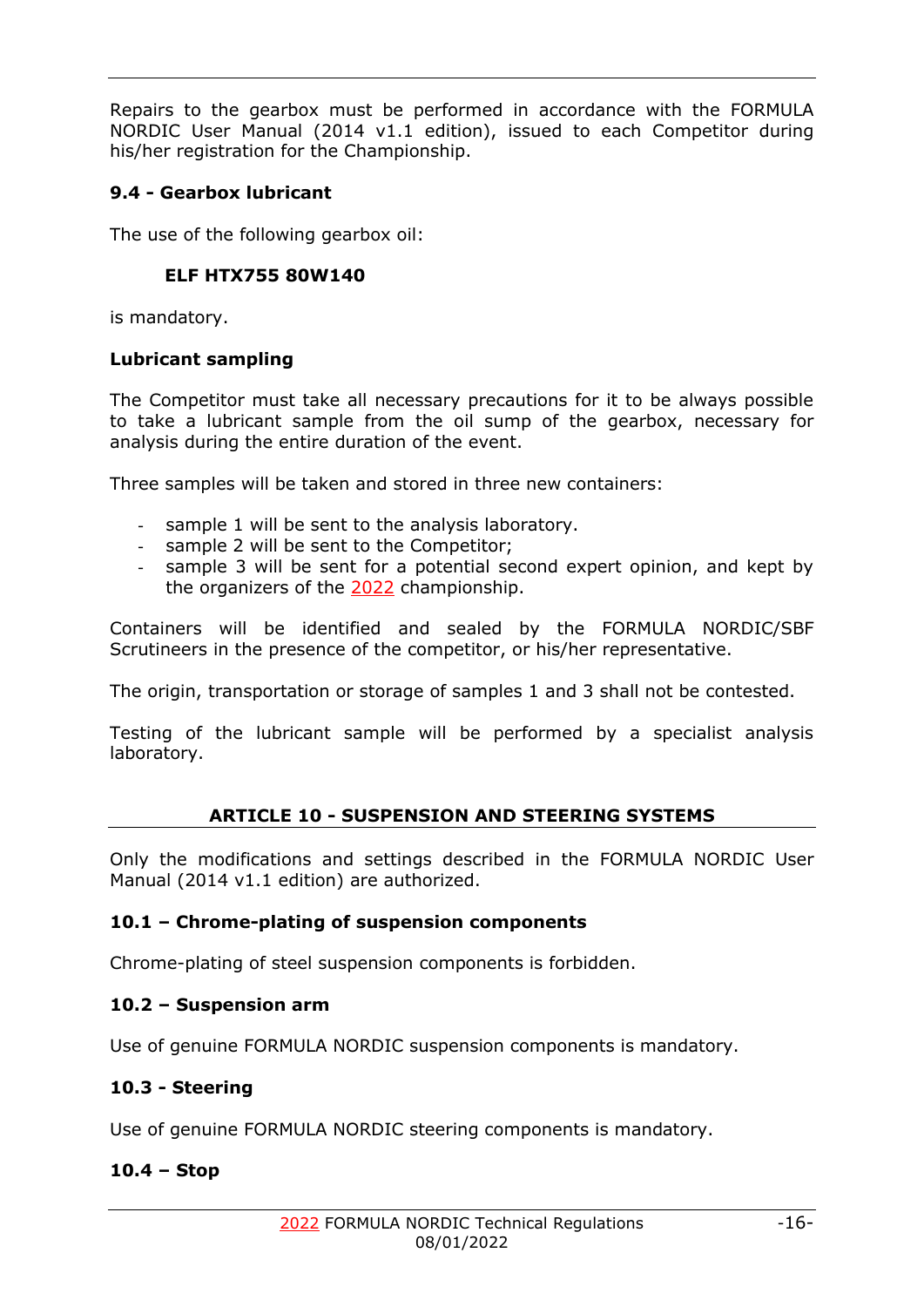Repairs to the gearbox must be performed in accordance with the FORMULA NORDIC User Manual (2014 v1.1 edition), issued to each Competitor during his/her registration for the Championship.

### 9.4 - Gearbox lubricant

The use of the following gearbox oil:

**ELF HTX755 80W140**

is mandatory.

**Lubricant sampling**

The Competitor must take all necessary precautions for it to be always possible to take a lubricant sample from the oil sump of the gearbox, necessary for analysis during the entire duration of the event.

Three samples will be taken and stored in three new containers:

- sample 1 will be sent to the analysis laboratory.
- sample 2 will be sent to the Competitor;
- sample 3 will be sent for a potential second expert opinion, and kept by the organizers of the 2022 championship.

Containers will be identified and sealed by the FORMULA NORDIC/SBF Scrutineers in the presence of the competitor, or his/her representative.

The origin, transportation or storage of samples 1 and 3 shall not be contested.

Testing of the lubricant sample will be performed by a specialist analysis laboratory.

## ARTICLE 10 - SUSPENSION AND STEERING SYSTEMS

Only the modifications and settings described in the FORMULA NORDIC User Manual (2014 v1.1 edition) are authorized.

### 10.1 – Chrome-plating of suspension components

Chrome-plating of steel suspension components is forbidden.

### 10.2 – Suspension arm

Use of genuine FORMULA NORDIC suspension components is mandatory.

### 10.3 - Steering

Use of genuine FORMULA NORDIC steering components is mandatory.

### 10.4 – Stop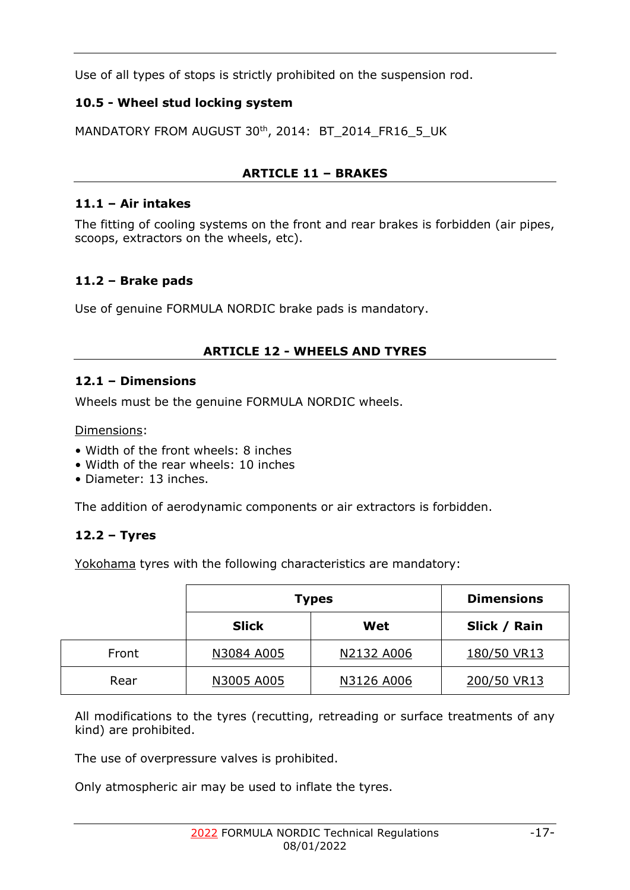Use of all types of stops is strictly prohibited on the suspension rod.

### 10.5 - Wheel stud locking system

MANDATORY FROM AUGUST 30th, 2014: BT_2014_FR16_5_UK

## ARTICLE 11 – BRAKES

### 11.1 – Air intakes

The fitting of cooling systems on the front and rear brakes is forbidden (air pipes, scoops, extractors on the wheels, etc).

### 11.2 – Brake pads

Use of genuine FORMULA NORDIC brake pads is mandatory.

## ARTICLE 12 - WHEELS AND TYRES

### 12.1 – Dimensions

Wheels must be the genuine FORMULA NORDIC wheels.

Dimensions:

- Width of the front wheels: 8 inches
- Width of the rear wheels: 10 inches
- Diameter: 13 inches.

The addition of aerodynamic components or air extractors is forbidden.

### 12.2 – Tyres

Yokohama tyres with the following characteristics are mandatory:

| | Types | | Dimensions |
|---|---|---|---|
| | **Slick** | **Wet** | **Slick / Rain** |
| Front | N3084 A005 | N2132 A006 | 180/50 VR13 |
| Rear | N3005 A005 | N3126 A006 | 200/50 VR13 |

All modifications to the tyres (recutting, retreading or surface treatments of any kind) are prohibited.

The use of overpressure valves is prohibited.

Only atmospheric air may be used to inflate the tyres.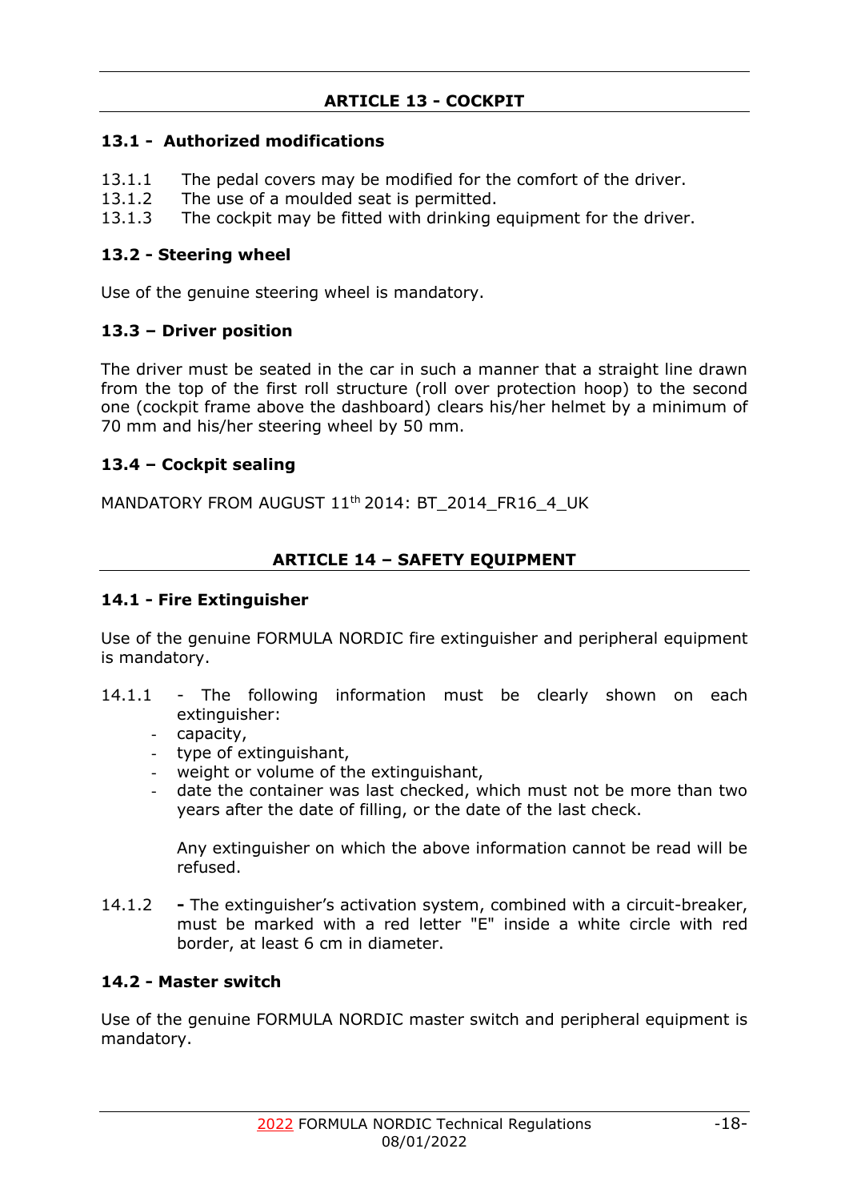## ARTICLE 13 - COCKPIT

### 13.1 - Authorized modifications

13.1.1 The pedal covers may be modified for the comfort of the driver.
13.1.2 The use of a moulded seat is permitted.
13.1.3 The cockpit may be fitted with drinking equipment for the driver.

### 13.2 - Steering wheel

Use of the genuine steering wheel is mandatory.

### 13.3 – Driver position

The driver must be seated in the car in such a manner that a straight line drawn from the top of the first roll structure (roll over protection hoop) to the second one (cockpit frame above the dashboard) clears his/her helmet by a minimum of 70 mm and his/her steering wheel by 50 mm.

### 13.4 – Cockpit sealing

MANDATORY FROM AUGUST 11th 2014: BT_2014_FR16_4_UK

## ARTICLE 14 – SAFETY EQUIPMENT

### 14.1 - Fire Extinguisher

Use of the genuine FORMULA NORDIC fire extinguisher and peripheral equipment is mandatory.

14.1.1 - The following information must be clearly shown on each extinguisher:

- capacity,
- type of extinguishant,
- weight or volume of the extinguishant,
- date the container was last checked, which must not be more than two years after the date of filling, or the date of the last check.

Any extinguisher on which the above information cannot be read will be refused.

14.1.2 **-** The extinguisher's activation system, combined with a circuit-breaker, must be marked with a red letter "E" inside a white circle with red border, at least 6 cm in diameter.

### 14.2 - Master switch

Use of the genuine FORMULA NORDIC master switch and peripheral equipment is mandatory.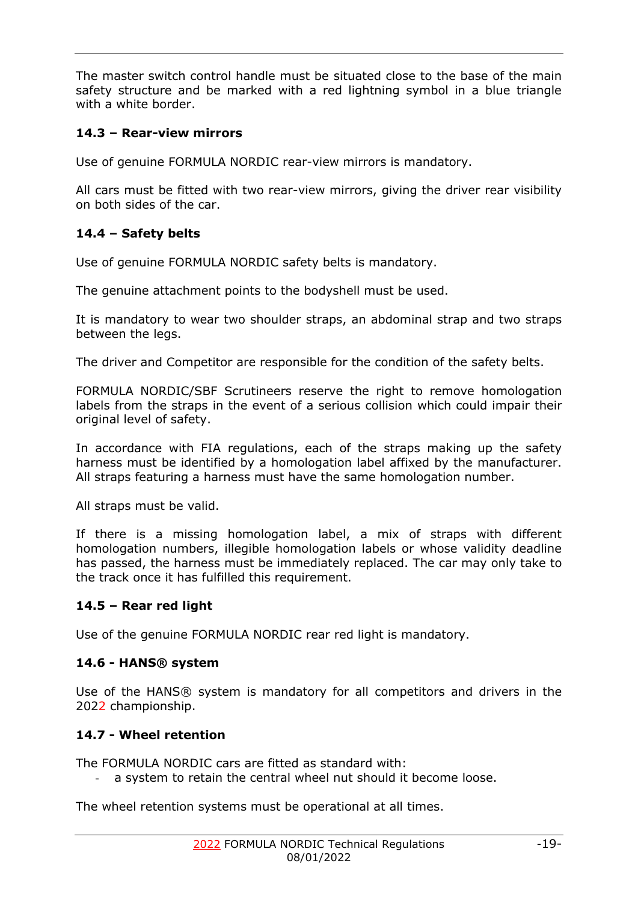The master switch control handle must be situated close to the base of the main safety structure and be marked with a red lightning symbol in a blue triangle with a white border.

### 14.3 – Rear-view mirrors

Use of genuine FORMULA NORDIC rear-view mirrors is mandatory.

All cars must be fitted with two rear-view mirrors, giving the driver rear visibility on both sides of the car.

### 14.4 – Safety belts

Use of genuine FORMULA NORDIC safety belts is mandatory.

The genuine attachment points to the bodyshell must be used.

It is mandatory to wear two shoulder straps, an abdominal strap and two straps between the legs.

The driver and Competitor are responsible for the condition of the safety belts.

FORMULA NORDIC/SBF Scrutineers reserve the right to remove homologation labels from the straps in the event of a serious collision which could impair their original level of safety.

In accordance with FIA regulations, each of the straps making up the safety harness must be identified by a homologation label affixed by the manufacturer. All straps featuring a harness must have the same homologation number.

All straps must be valid.

If there is a missing homologation label, a mix of straps with different homologation numbers, illegible homologation labels or whose validity deadline has passed, the harness must be immediately replaced. The car may only take to the track once it has fulfilled this requirement.

### 14.5 – Rear red light

Use of the genuine FORMULA NORDIC rear red light is mandatory.

### 14.6 - HANS® system

Use of the HANS® system is mandatory for all competitors and drivers in the 2022 championship.

### 14.7 - Wheel retention

The FORMULA NORDIC cars are fitted as standard with:

- a system to retain the central wheel nut should it become loose.

The wheel retention systems must be operational at all times.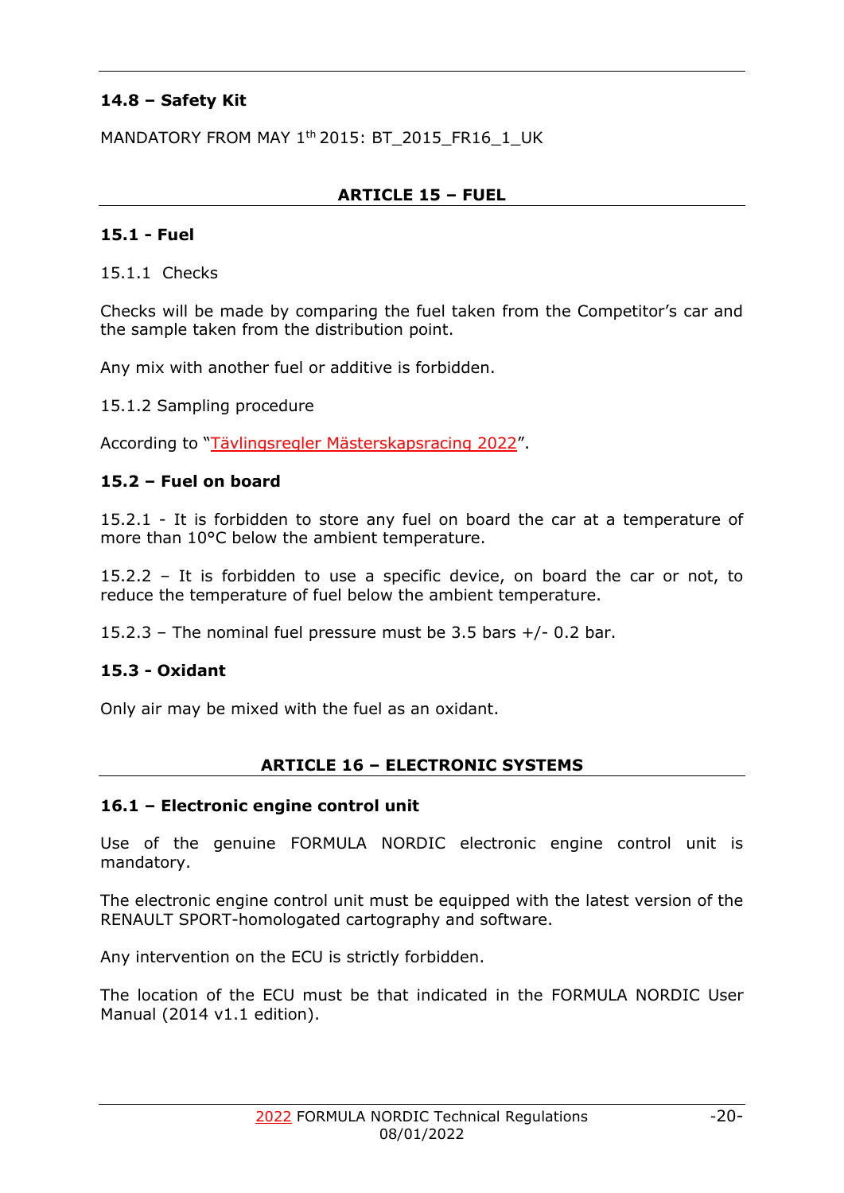### 14.8 – Safety Kit

MANDATORY FROM MAY 1th 2015: BT_2015_FR16_1_UK

## ARTICLE 15 – FUEL

### 15.1 - Fuel

15.1.1 Checks

Checks will be made by comparing the fuel taken from the Competitor's car and the sample taken from the distribution point.

Any mix with another fuel or additive is forbidden.

15.1.2 Sampling procedure

According to "Tävlingsregler Mästerskapsracing 2022".

### 15.2 – Fuel on board

15.2.1 - It is forbidden to store any fuel on board the car at a temperature of more than 10°C below the ambient temperature.

15.2.2 – It is forbidden to use a specific device, on board the car or not, to reduce the temperature of fuel below the ambient temperature.

15.2.3 – The nominal fuel pressure must be 3.5 bars +/- 0.2 bar.

### 15.3 - Oxidant

Only air may be mixed with the fuel as an oxidant.

## ARTICLE 16 – ELECTRONIC SYSTEMS

### 16.1 – Electronic engine control unit

Use of the genuine FORMULA NORDIC electronic engine control unit is mandatory.

The electronic engine control unit must be equipped with the latest version of the RENAULT SPORT-homologated cartography and software.

Any intervention on the ECU is strictly forbidden.

The location of the ECU must be that indicated in the FORMULA NORDIC User Manual (2014 v1.1 edition).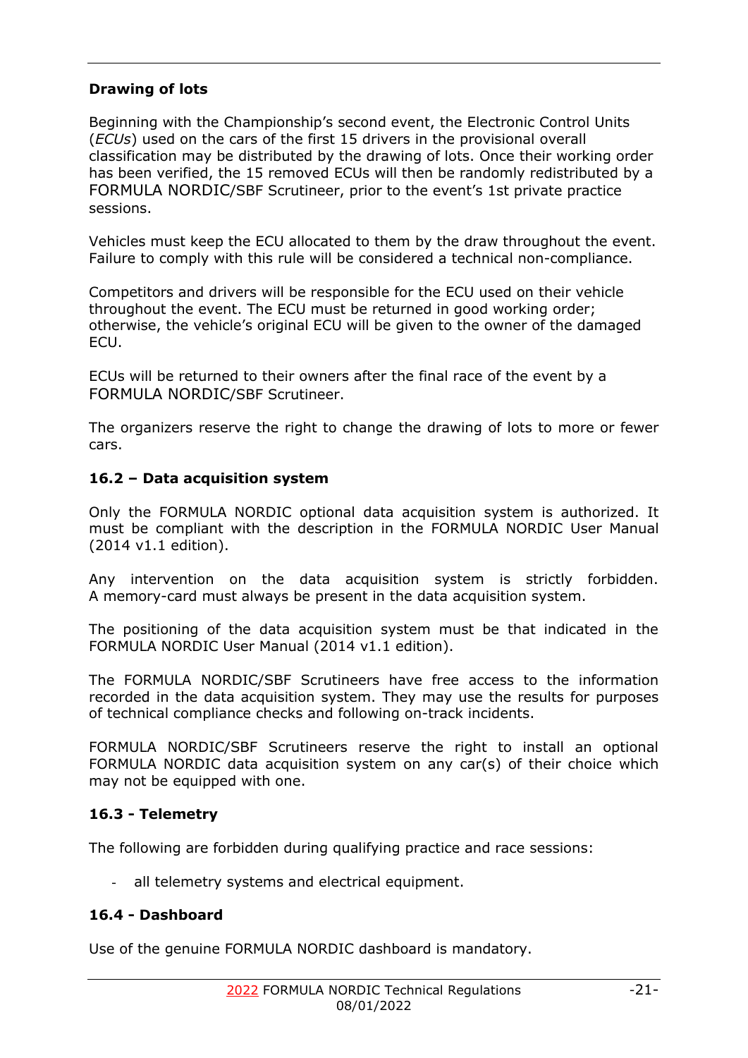**Drawing of lots**

Beginning with the Championship's second event, the Electronic Control Units (*ECUs*) used on the cars of the first 15 drivers in the provisional overall classification may be distributed by the drawing of lots. Once their working order has been verified, the 15 removed ECUs will then be randomly redistributed by a FORMULA NORDIC/SBF Scrutineer, prior to the event's 1st private practice sessions.

Vehicles must keep the ECU allocated to them by the draw throughout the event. Failure to comply with this rule will be considered a technical non-compliance.

Competitors and drivers will be responsible for the ECU used on their vehicle throughout the event. The ECU must be returned in good working order; otherwise, the vehicle's original ECU will be given to the owner of the damaged ECU.

ECUs will be returned to their owners after the final race of the event by a FORMULA NORDIC/SBF Scrutineer.

The organizers reserve the right to change the drawing of lots to more or fewer cars.

### 16.2 – Data acquisition system

Only the FORMULA NORDIC optional data acquisition system is authorized. It must be compliant with the description in the FORMULA NORDIC User Manual (2014 v1.1 edition).

Any intervention on the data acquisition system is strictly forbidden. A memory-card must always be present in the data acquisition system.

The positioning of the data acquisition system must be that indicated in the FORMULA NORDIC User Manual (2014 v1.1 edition).

The FORMULA NORDIC/SBF Scrutineers have free access to the information recorded in the data acquisition system. They may use the results for purposes of technical compliance checks and following on-track incidents.

FORMULA NORDIC/SBF Scrutineers reserve the right to install an optional FORMULA NORDIC data acquisition system on any car(s) of their choice which may not be equipped with one.

### 16.3 - Telemetry

The following are forbidden during qualifying practice and race sessions:

- all telemetry systems and electrical equipment.

### 16.4 - Dashboard

Use of the genuine FORMULA NORDIC dashboard is mandatory.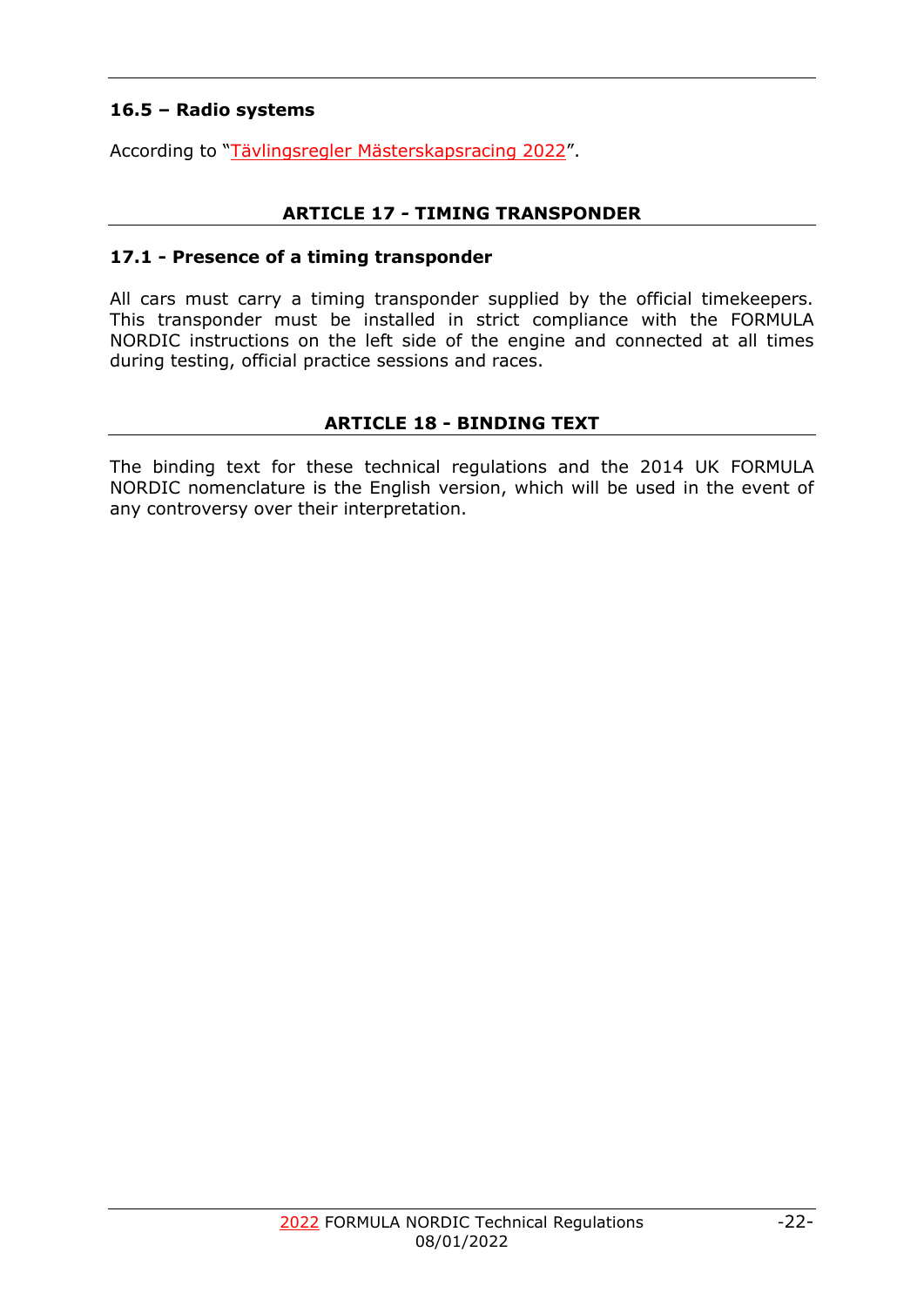### 16.5 – Radio systems

According to "Tävlingsregler Mästerskapsracing 2022".

## ARTICLE 17 - TIMING TRANSPONDER

### 17.1 - Presence of a timing transponder

All cars must carry a timing transponder supplied by the official timekeepers. This transponder must be installed in strict compliance with the FORMULA NORDIC instructions on the left side of the engine and connected at all times during testing, official practice sessions and races.

## ARTICLE 18 - BINDING TEXT

The binding text for these technical regulations and the 2014 UK FORMULA NORDIC nomenclature is the English version, which will be used in the event of any controversy over their interpretation.